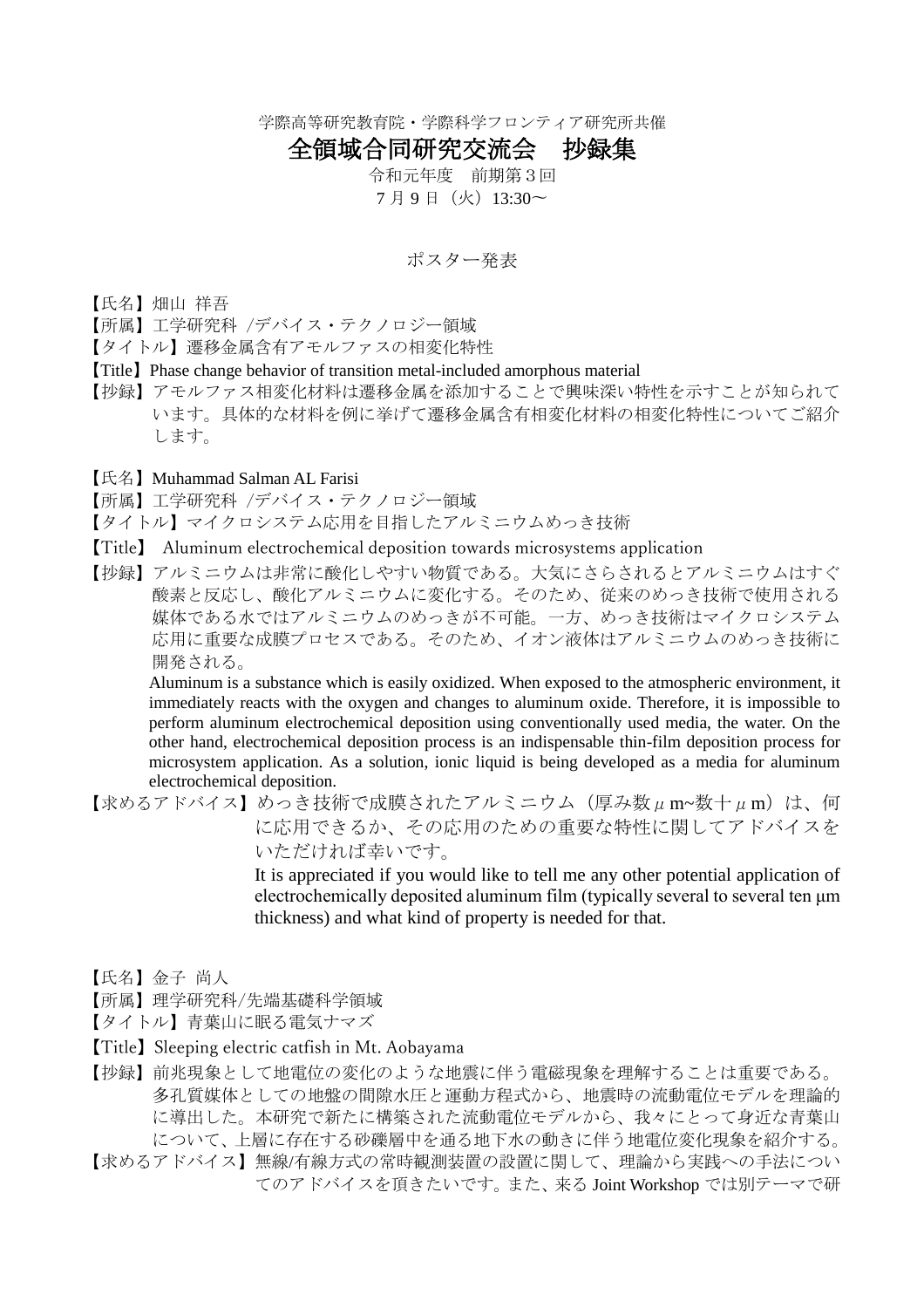学際高等研究教育院・学際科学フロンティア研究所共催

# 全領域合同研究交流会　抄録集

令和元年度　前期第３回

７月９日（火）13:30～

## ポスター発表

【氏名】畑山 祥吾

【所属】工学研究科 /デバイス・テクノロジー領域

【タイトル】遷移金属含有アモルファスの相変化特性

【Title】Phase change behavior of transition metal-included amorphous material

【抄録】アモルファス相変化材料は遷移金属を添加することで興味深い特性を示すことが知られています。具体的な材料を例に挙げて遷移金属含有相変化材料の相変化特性についてご紹介します。

【氏名】Muhammad Salman AL Farisi

【所属】工学研究科 /デバイス・テクノロジー領域

【タイトル】マイクロシステム応用を目指したアルミニウムめっき技術

【Title】 Aluminum electrochemical deposition towards microsystems application

【抄録】アルミニウムは非常に酸化しやすい物質である。大気にさらされるとアルミニウムはすぐ酸素と反応し、酸化アルミニウムに変化する。そのため、従来のめっき技術で使用される媒体である水ではアルミニウムのめっきが不可能。一方、めっき技術はマイクロシステム応用に重要な成膜プロセスである。そのため、イオン液体はアルミニウムのめっき技術に開発される。

Aluminum is a substance which is easily oxidized. When exposed to the atmospheric environment, it immediately reacts with the oxygen and changes to aluminum oxide. Therefore, it is impossible to perform aluminum electrochemical deposition using conventionally used media, the water. On the other hand, electrochemical deposition process is an indispensable thin-film deposition process for microsystem application. As a solution, ionic liquid is being developed as a media for aluminum electrochemical deposition.

【求めるアドバイス】めっき技術で成膜されたアルミニウム（厚み数μm~数十μm）は、何に応用できるか、その応用のための重要な特性に関してアドバイスをいただければ幸いです。

It is appreciated if you would like to tell me any other potential application of electrochemically deposited aluminum film (typically several to several ten μm thickness) and what kind of property is needed for that.

【氏名】金子 尚人

【所属】理学研究科/先端基礎科学領域

【タイトル】青葉山に眠る電気ナマズ

【Title】Sleeping electric catfish in Mt. Aobayama

【抄録】前兆現象として地電位の変化のような地震に伴う電磁現象を理解することは重要である。多孔質媒体としての地盤の間隙水圧と運動方程式から、地震時の流動電位モデルを理論的に導出した。本研究で新たに構築された流動電位モデルから、我々にとって身近な青葉山について、上層に存在する砂礫層中を通る地下水の動きに伴う地電位変化現象を紹介する。

【求めるアドバイス】無線/有線方式の常時観測装置の設置に関して、理論から実践への手法についてのアドバイスを頂きたいです。また、来る Joint Workshop では別テーマで研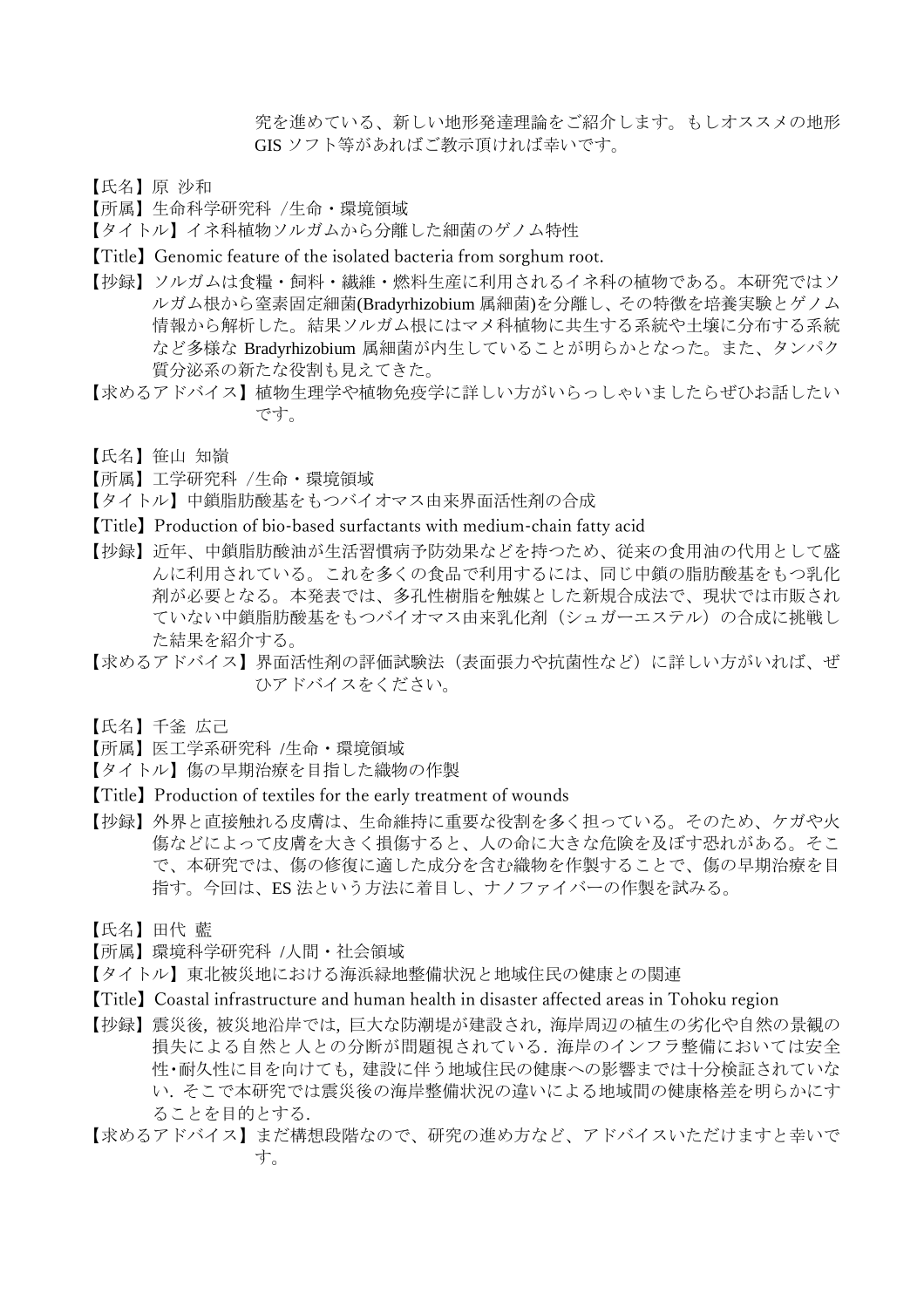究を進めている、新しい地形発達理論をご紹介します。もしオススメの地形 GIS ソフト等があればご教示頂ければ幸いです。

【氏名】原 沙和
【所属】生命科学研究科 /生命・環境領域
【タイトル】イネ科植物ソルガムから分離した細菌のゲノム特性
【Title】Genomic feature of the isolated bacteria from sorghum root.
【抄録】ソルガムは食糧・飼料・繊維・燃料生産に利用されるイネ科の植物である。本研究ではソルガム根から窒素固定細菌(Bradyrhizobium 属細菌)を分離し、その特徴を培養実験とゲノム情報から解析した。結果ソルガム根にはマメ科植物に共生する系統や土壌に分布する系統など多様な Bradyrhizobium 属細菌が内生していることが明らかとなった。また、タンパク質分泌系の新たな役割も見えてきた。
【求めるアドバイス】植物生理学や植物免疫学に詳しい方がいらっしゃいましたらぜひお話したいです。

【氏名】笹山 知嶺
【所属】工学研究科 /生命・環境領域
【タイトル】中鎖脂肪酸基をもつバイオマス由来界面活性剤の合成
【Title】Production of bio-based surfactants with medium-chain fatty acid
【抄録】近年、中鎖脂肪酸油が生活習慣病予防効果などを持つため、従来の食用油の代用として盛んに利用されている。これを多くの食品で利用するには、同じ中鎖の脂肪酸基をもつ乳化剤が必要となる。本発表では、多孔性樹脂を触媒とした新規合成法で、現状では市販されていない中鎖脂肪酸基をもつバイオマス由来乳化剤（シュガーエステル）の合成に挑戦した結果を紹介する。
【求めるアドバイス】界面活性剤の評価試験法（表面張力や抗菌性など）に詳しい方がいれば、ぜひアドバイスをください。

【氏名】千釜 広己
【所属】医工学系研究科 /生命・環境領域
【タイトル】傷の早期治療を目指した織物の作製
【Title】Production of textiles for the early treatment of wounds
【抄録】外界と直接触れる皮膚は、生命維持に重要な役割を多く担っている。そのため、ケガや火傷などによって皮膚を大きく損傷すると、人の命に大きな危険を及ぼす恐れがある。そこで、本研究では、傷の修復に適した成分を含む織物を作製することで、傷の早期治療を目指す。今回は、ES 法という方法に着目し、ナノファイバーの作製を試みる。

【氏名】田代 藍
【所属】環境科学研究科 /人間・社会領域
【タイトル】東北被災地における海浜緑地整備状況と地域住民の健康との関連
【Title】Coastal infrastructure and human health in disaster affected areas in Tohoku region
【抄録】震災後，被災地沿岸では，巨大な防潮堤が建設され，海岸周辺の植生の劣化や自然の景観の損失による自然と人との分断が問題視されている．海岸のインフラ整備においては安全性･耐久性に目を向けても，建設に伴う地域住民の健康への影響までは十分検証されていない．そこで本研究では震災後の海岸整備状況の違いによる地域間の健康格差を明らかにすることを目的とする．
【求めるアドバイス】まだ構想段階なので、研究の進め方など、アドバイスいただけますと幸いです。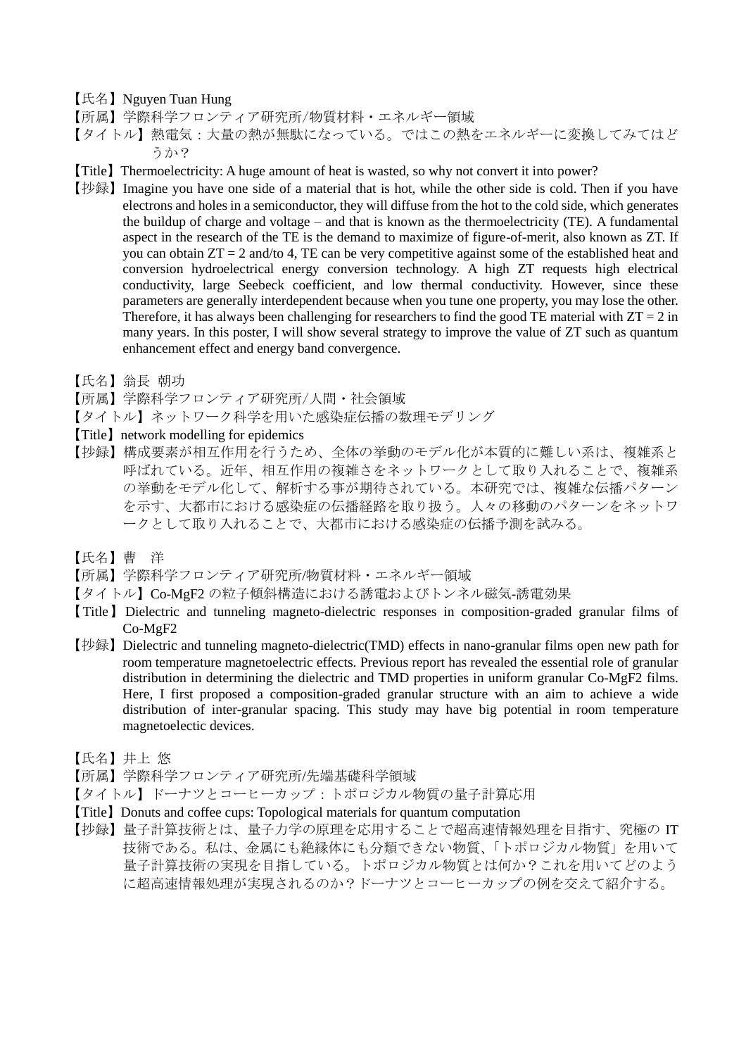【氏名】Nguyen Tuan Hung

【所属】学際科学フロンティア研究所/物質材料・エネルギー領域

【タイトル】熱電気：大量の熱が無駄になっている。ではこの熱をエネルギーに変換してみてはどうか？

【Title】Thermoelectricity: A huge amount of heat is wasted, so why not convert it into power?

【抄録】Imagine you have one side of a material that is hot, while the other side is cold. Then if you have electrons and holes in a semiconductor, they will diffuse from the hot to the cold side, which generates the buildup of charge and voltage – and that is known as the thermoelectricity (TE). A fundamental aspect in the research of the TE is the demand to maximize of figure-of-merit, also known as ZT. If you can obtain $ZT = 2$ and/to 4, TE can be very competitive against some of the established heat and conversion hydroelectrical energy conversion technology. A high ZT requests high electrical conductivity, large Seebeck coefficient, and low thermal conductivity. However, since these parameters are generally interdependent because when you tune one property, you may lose the other. Therefore, it has always been challenging for researchers to find the good TE material with $ZT = 2$ in many years. In this poster, I will show several strategy to improve the value of ZT such as quantum enhancement effect and energy band convergence.

【氏名】翁長 朝功

【所属】学際科学フロンティア研究所/人間・社会領域

【タイトル】ネットワーク科学を用いた感染症伝播の数理モデリング

【Title】network modelling for epidemics

【抄録】構成要素が相互作用を行うため、全体の挙動のモデル化が本質的に難しい系は、複雑系と呼ばれている。近年、相互作用の複雑さをネットワークとして取り入れることで、複雑系の挙動をモデル化して、解析する事が期待されている。本研究では、複雑な伝播パターンを示す、大都市における感染症の伝播経路を取り扱う。人々の移動のパターンをネットワークとして取り入れることで、大都市における感染症の伝播予測を試みる。

【氏名】曹　洋

【所属】学際科学フロンティア研究所/物質材料・エネルギー領域

【タイトル】Co-MgF2 の粒子傾斜構造における誘電およびトンネル磁気-誘電効果

【Title】Dielectric and tunneling magneto-dielectric responses in composition-graded granular films of Co-MgF2

【抄録】Dielectric and tunneling magneto-dielectric(TMD) effects in nano-granular films open new path for room temperature magnetoelectric effects. Previous report has revealed the essential role of granular distribution in determining the dielectric and TMD properties in uniform granular Co-MgF2 films. Here, I first proposed a composition-graded granular structure with an aim to achieve a wide distribution of inter-granular spacing. This study may have big potential in room temperature magnetoelectic devices.

【氏名】井上 悠

【所属】学際科学フロンティア研究所/先端基礎科学領域

【タイトル】ドーナツとコーヒーカップ：トポロジカル物質の量子計算応用

【Title】Donuts and coffee cups: Topological materials for quantum computation

【抄録】量子計算技術とは、量子力学の原理を応用することで超高速情報処理を目指す、究極の IT 技術である。私は、金属にも絶縁体にも分類できない物質、「トポロジカル物質」を用いて量子計算技術の実現を目指している。トポロジカル物質とは何か？これを用いてどのように超高速情報処理が実現されるのか？ドーナツとコーヒーカップの例を交えて紹介する。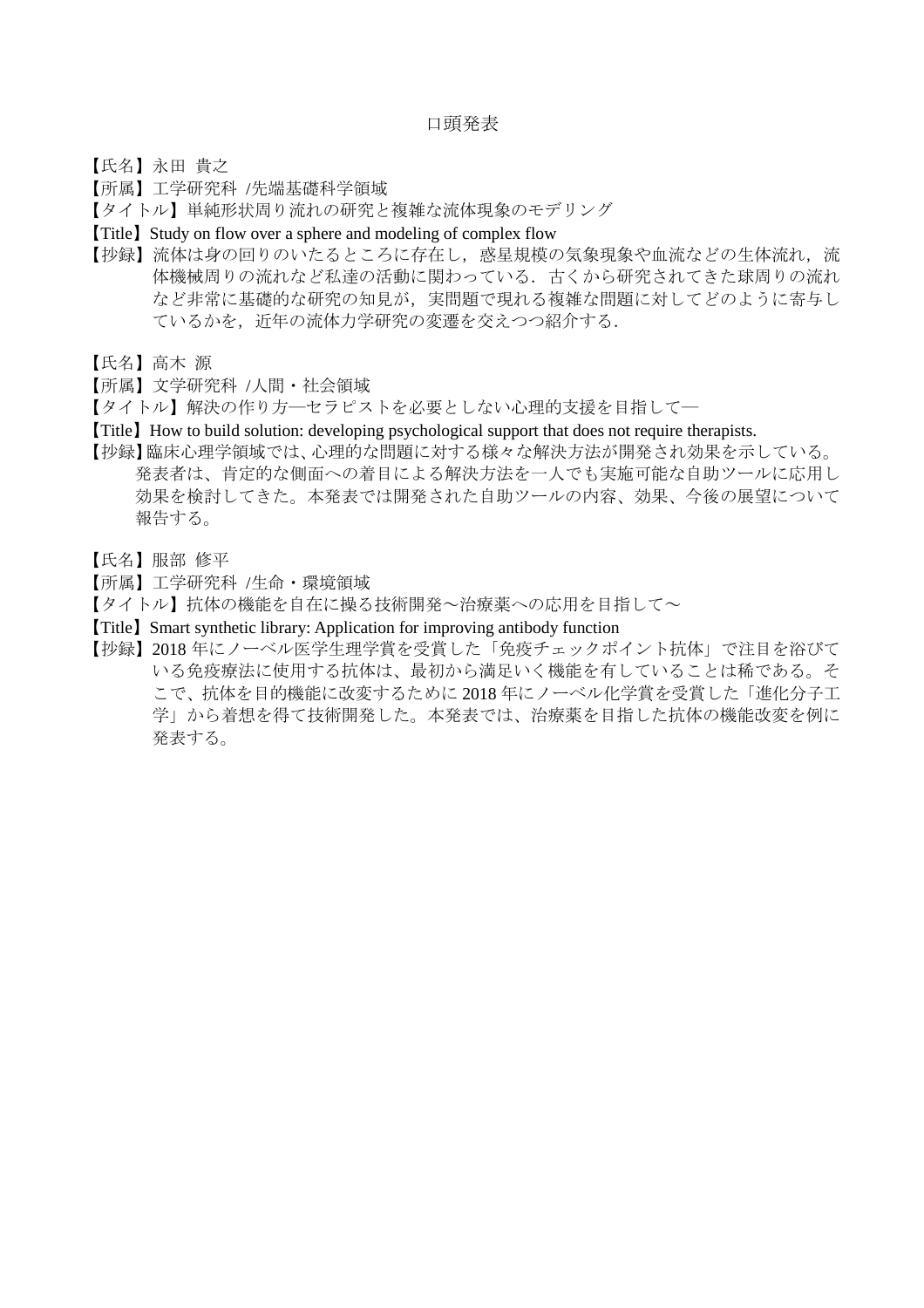# 口頭発表

【氏名】永田 貴之

【所属】工学研究科 /先端基礎科学領域

【タイトル】単純形状周り流れの研究と複雑な流体現象のモデリング

【Title】Study on flow over a sphere and modeling of complex flow

【抄録】流体は身の回りのいたるところに存在し，惑星規模の気象現象や血流などの生体流れ，流体機械周りの流れなど私達の活動に関わっている．古くから研究されてきた球周りの流れなど非常に基礎的な研究の知見が，実問題で現れる複雑な問題に対してどのように寄与しているかを，近年の流体力学研究の変遷を交えつつ紹介する．

【氏名】高木 源

【所属】文学研究科 /人間・社会領域

【タイトル】解決の作り方―セラピストを必要としない心理的支援を目指して―

【Title】How to build solution: developing psychological support that does not require therapists.

【抄録】臨床心理学領域では、心理的な問題に対する様々な解決方法が開発され効果を示している。発表者は、肯定的な側面への着目による解決方法を一人でも実施可能な自助ツールに応用し効果を検討してきた。本発表では開発された自助ツールの内容、効果、今後の展望について報告する。

【氏名】服部 修平

【所属】工学研究科 /生命・環境領域

【タイトル】抗体の機能を自在に操る技術開発～治療薬への応用を目指して～

【Title】Smart synthetic library: Application for improving antibody function

【抄録】2018 年にノーベル医学生理学賞を受賞した「免疫チェックポイント抗体」で注目を浴びている免疫療法に使用する抗体は、最初から満足いく機能を有していることは稀である。そこで、抗体を目的機能に改変するために 2018 年にノーベル化学賞を受賞した「進化分子工学」から着想を得て技術開発した。本発表では、治療薬を目指した抗体の機能改変を例に発表する。